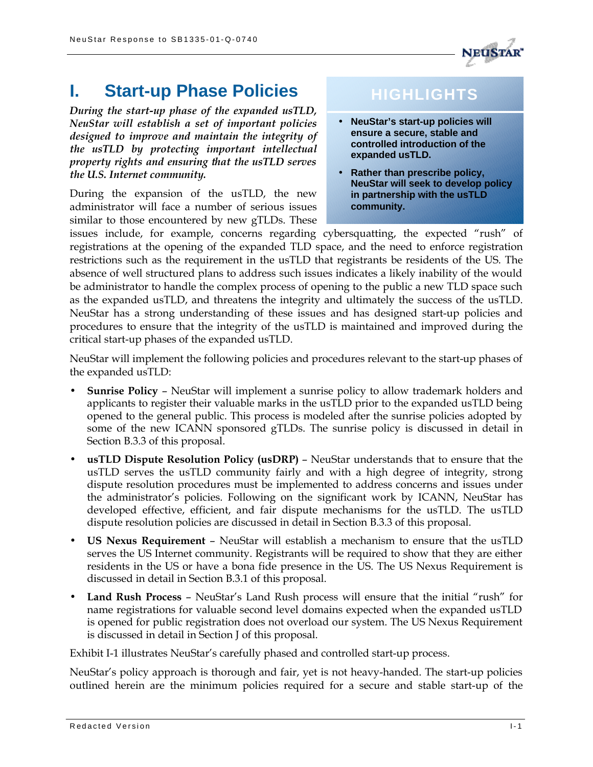# I. Start-up Phase Policies

*During the start-up phase of the expanded usTLD, NeuStar will establish a set of important policies designed to improve and maintain the integrity of the usTLD by protecting important intellectual property rights and ensuring that the usTLD serves the U.S. Internet community.*

**HIGHLIGHTS**

- **NeuStar's start-up policies will ensure a secure, stable and controlled introduction of the expanded usTLD.**
- **Rather than prescribe policy, NeuStar will seek to develop policy in partnership with the usTLD community.**

During the expansion of the usTLD, the new administrator will face a number of serious issues similar to those encountered by new gTLDs. These issues include, for example, concerns regarding cybersquatting, the expected "rush" of registrations at the opening of the expanded TLD space, and the need to enforce registration restrictions such as the requirement in the usTLD that registrants be residents of the US. The absence of well structured plans to address such issues indicates a likely inability of the would be administrator to handle the complex process of opening to the public a new TLD space such as the expanded usTLD, and threatens the integrity and ultimately the success of the usTLD. NeuStar has a strong understanding of these issues and has designed start-up policies and procedures to ensure that the integrity of the usTLD is maintained and improved during the critical start-up phases of the expanded usTLD.

NeuStar will implement the following policies and procedures relevant to the start-up phases of the expanded usTLD:

- **Sunrise Policy** – NeuStar will implement a sunrise policy to allow trademark holders and applicants to register their valuable marks in the usTLD prior to the expanded usTLD being opened to the general public. This process is modeled after the sunrise policies adopted by some of the new ICANN sponsored gTLDs. The sunrise policy is discussed in detail in Section B.3.3 of this proposal.
- **usTLD Dispute Resolution Policy (usDRP)** – NeuStar understands that to ensure that the usTLD serves the usTLD community fairly and with a high degree of integrity, strong dispute resolution procedures must be implemented to address concerns and issues under the administrator's policies. Following on the significant work by ICANN, NeuStar has developed effective, efficient, and fair dispute mechanisms for the usTLD. The usTLD dispute resolution policies are discussed in detail in Section B.3.3 of this proposal.
- **US Nexus Requirement** – NeuStar will establish a mechanism to ensure that the usTLD serves the US Internet community. Registrants will be required to show that they are either residents in the US or have a bona fide presence in the US. The US Nexus Requirement is discussed in detail in Section B.3.1 of this proposal.
- **Land Rush Process** – NeuStar's Land Rush process will ensure that the initial "rush" for name registrations for valuable second level domains expected when the expanded usTLD is opened for public registration does not overload our system. The US Nexus Requirement is discussed in detail in Section J of this proposal.

Exhibit I-1 illustrates NeuStar's carefully phased and controlled start-up process.

NeuStar's policy approach is thorough and fair, yet is not heavy-handed. The start-up policies outlined herein are the minimum policies required for a secure and stable start-up of the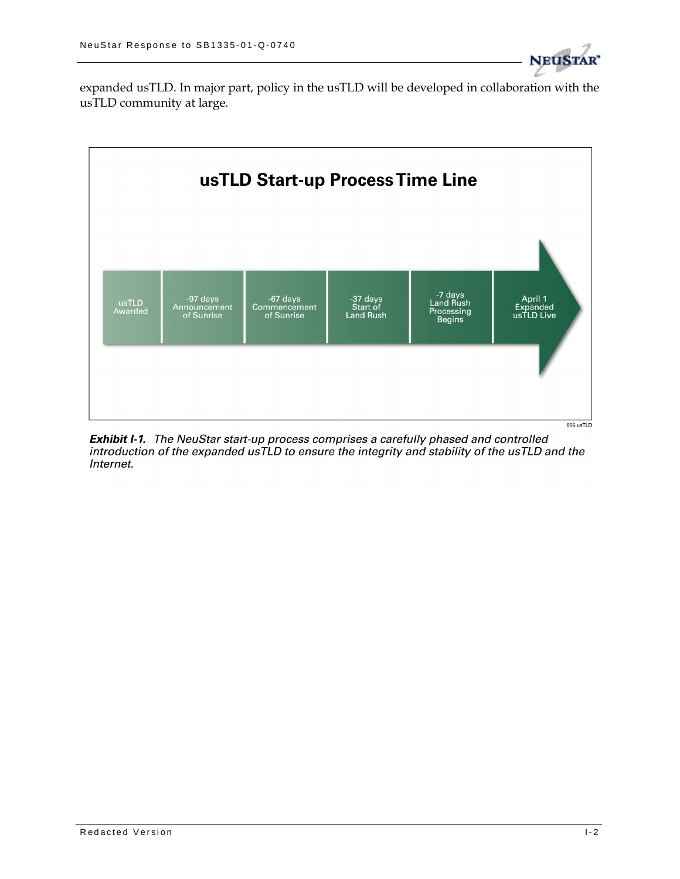expanded usTLD. In major part, policy in the usTLD will be developed in collaboration with the usTLD community at large.

usTLD Start-up Process Time Line

usTLD Awarded

-97 days Announcement of Sunrise

-67 days Commencement of Sunrise

-37 days Start of Land Rush

-7 days Land Rush Processing Begins

April 1 Expanded usTLD Live

056.usTLD

***Exhibit I-1.*** *The NeuStar start-up process comprises a carefully phased and controlled introduction of the expanded usTLD to ensure the integrity and stability of the usTLD and the Internet.*